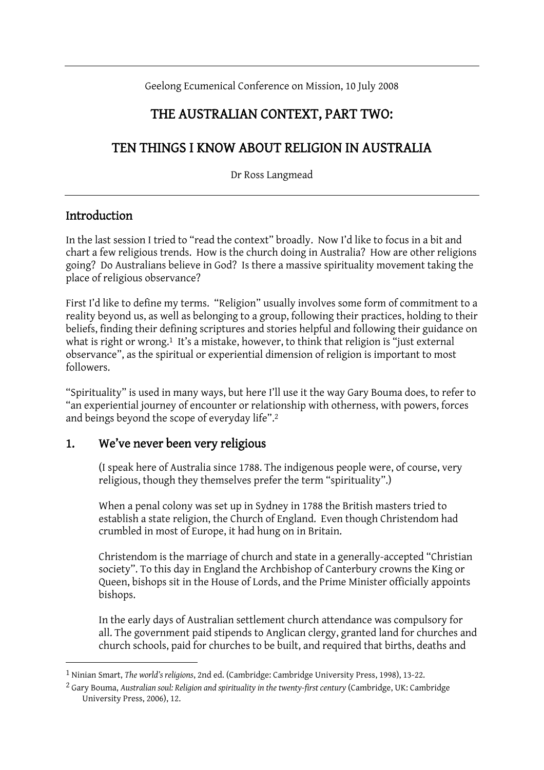Geelong Ecumenical Conference on Mission, 10 July 2008

# THE AUSTRALIAN CONTEXT, PART TWO:

# TEN THINGS I KNOW ABOUT RELIGION IN AUSTRALIA

Dr Ross Langmead

## Introduction

In the last session I tried to "read the context" broadly. Now I'd like to focus in a bit and chart a few religious trends. How is the church doing in Australia? How are other religions going? Do Australians believe in God? Is there a massive spirituality movement taking the place of religious observance?

First I'd like to define my terms. "Religion" usually involves some form of commitment to a reality beyond us, as well as belonging to a group, following their practices, holding to their beliefs, finding their defining scriptures and stories helpful and following their guidance on what is right or wrong.[1] It's a mistake, however, to think that religion is "just external observance", as the spiritual or experiential dimension of religion is important to most followers.

"Spirituality" is used in many ways, but here I'll use it the way Gary Bouma does, to refer to "an experiential journey of encounter or relationship with otherness, with powers, forces and beings beyond the scope of everyday life".[2]

## 1. We've never been very religious

(I speak here of Australia since 1788. The indigenous people were, of course, very religious, though they themselves prefer the term "spirituality".)

When a penal colony was set up in Sydney in 1788 the British masters tried to establish a state religion, the Church of England. Even though Christendom had crumbled in most of Europe, it had hung on in Britain.

Christendom is the marriage of church and state in a generally-accepted "Christian society". To this day in England the Archbishop of Canterbury crowns the King or Queen, bishops sit in the House of Lords, and the Prime Minister officially appoints bishops.

In the early days of Australian settlement church attendance was compulsory for all. The government paid stipends to Anglican clergy, granted land for churches and church schools, paid for churches to be built, and required that births, deaths and

---

[1] Ninian Smart, *The world's religions*, 2nd ed. (Cambridge: Cambridge University Press, 1998), 13-22.

[2] Gary Bouma, *Australian soul: Religion and spirituality in the twenty-first century* (Cambridge, UK: Cambridge University Press, 2006), 12.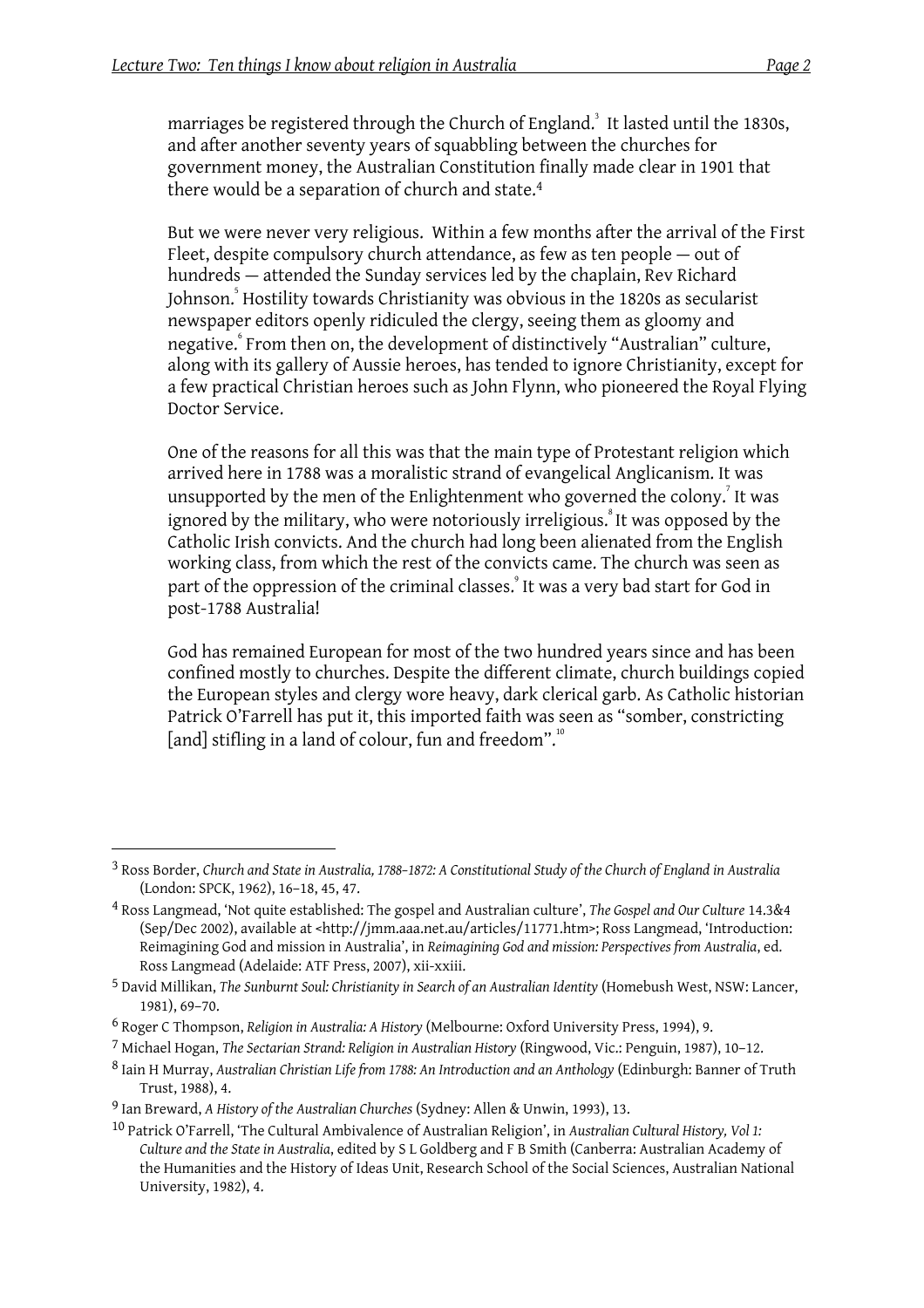marriages be registered through the Church of England.[3] It lasted until the 1830s, and after another seventy years of squabbling between the churches for government money, the Australian Constitution finally made clear in 1901 that there would be a separation of church and state.[4]

But we were never very religious. Within a few months after the arrival of the First Fleet, despite compulsory church attendance, as few as ten people — out of hundreds — attended the Sunday services led by the chaplain, Rev Richard Johnson.[5] Hostility towards Christianity was obvious in the 1820s as secularist newspaper editors openly ridiculed the clergy, seeing them as gloomy and negative.[6] From then on, the development of distinctively "Australian" culture, along with its gallery of Aussie heroes, has tended to ignore Christianity, except for a few practical Christian heroes such as John Flynn, who pioneered the Royal Flying Doctor Service.

One of the reasons for all this was that the main type of Protestant religion which arrived here in 1788 was a moralistic strand of evangelical Anglicanism. It was unsupported by the men of the Enlightenment who governed the colony.[7] It was ignored by the military, who were notoriously irreligious.[8] It was opposed by the Catholic Irish convicts. And the church had long been alienated from the English working class, from which the rest of the convicts came. The church was seen as part of the oppression of the criminal classes.[9] It was a very bad start for God in post-1788 Australia!

God has remained European for most of the two hundred years since and has been confined mostly to churches. Despite the different climate, church buildings copied the European styles and clergy wore heavy, dark clerical garb. As Catholic historian Patrick O'Farrell has put it, this imported faith was seen as "somber, constricting [and] stifling in a land of colour, fun and freedom".[10]

---

[3] Ross Border, *Church and State in Australia, 1788–1872: A Constitutional Study of the Church of England in Australia* (London: SPCK, 1962), 16–18, 45, 47.

[4] Ross Langmead, 'Not quite established: The gospel and Australian culture', *The Gospel and Our Culture* 14.3&4 (Sep/Dec 2002), available at <http://jmm.aaa.net.au/articles/11771.htm>; Ross Langmead, 'Introduction: Reimagining God and mission in Australia', in *Reimagining God and mission: Perspectives from Australia*, ed. Ross Langmead (Adelaide: ATF Press, 2007), xii-xxiii.

[5] David Millikan, *The Sunburnt Soul: Christianity in Search of an Australian Identity* (Homebush West, NSW: Lancer, 1981), 69–70.

[6] Roger C Thompson, *Religion in Australia: A History* (Melbourne: Oxford University Press, 1994), 9.

[7] Michael Hogan, *The Sectarian Strand: Religion in Australian History* (Ringwood, Vic.: Penguin, 1987), 10–12.

[8] Iain H Murray, *Australian Christian Life from 1788: An Introduction and an Anthology* (Edinburgh: Banner of Truth Trust, 1988), 4.

[9] Ian Breward, *A History of the Australian Churches* (Sydney: Allen & Unwin, 1993), 13.

[10] Patrick O'Farrell, 'The Cultural Ambivalence of Australian Religion', in *Australian Cultural History, Vol 1: Culture and the State in Australia*, edited by S L Goldberg and F B Smith (Canberra: Australian Academy of the Humanities and the History of Ideas Unit, Research School of the Social Sciences, Australian National University, 1982), 4.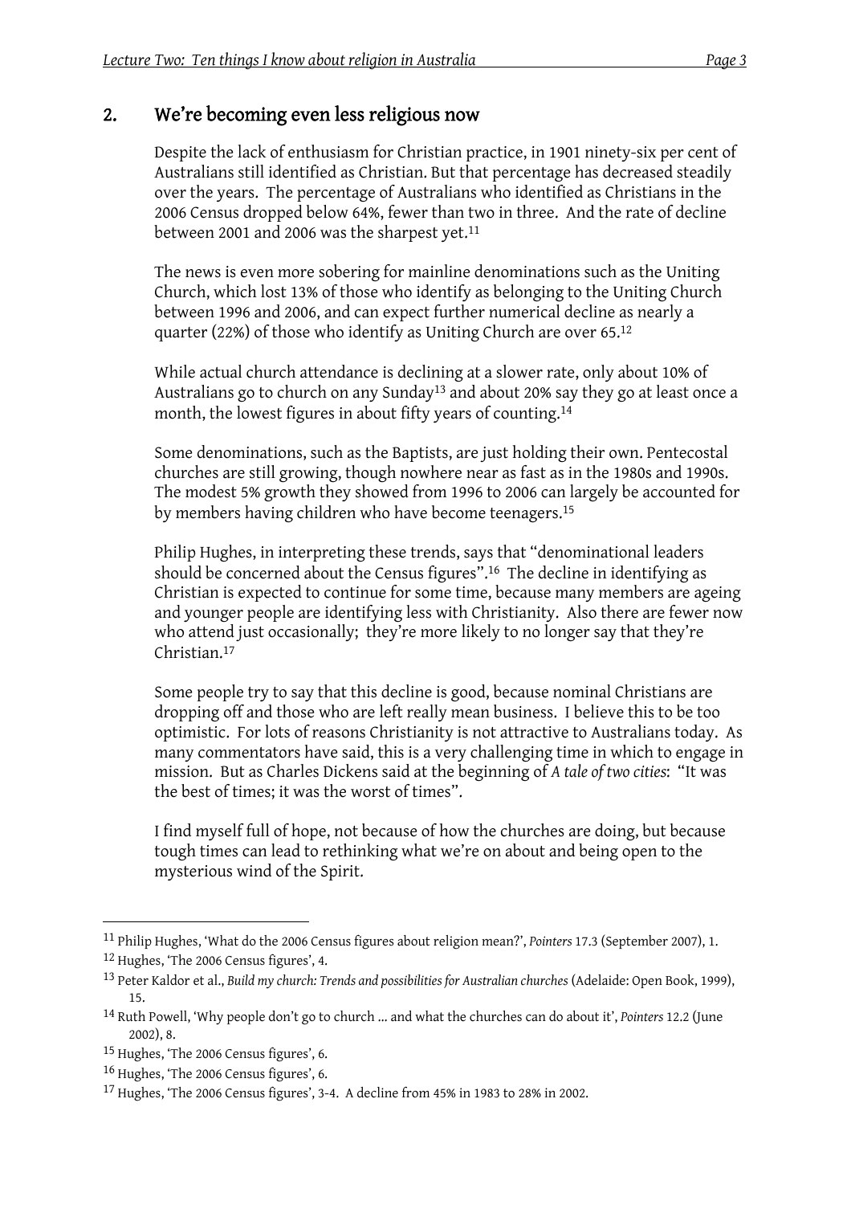## 2. We're becoming even less religious now

Despite the lack of enthusiasm for Christian practice, in 1901 ninety-six per cent of Australians still identified as Christian. But that percentage has decreased steadily over the years. The percentage of Australians who identified as Christians in the 2006 Census dropped below 64%, fewer than two in three. And the rate of decline between 2001 and 2006 was the sharpest yet.[11]

The news is even more sobering for mainline denominations such as the Uniting Church, which lost 13% of those who identify as belonging to the Uniting Church between 1996 and 2006, and can expect further numerical decline as nearly a quarter (22%) of those who identify as Uniting Church are over 65.[12]

While actual church attendance is declining at a slower rate, only about 10% of Australians go to church on any Sunday[13] and about 20% say they go at least once a month, the lowest figures in about fifty years of counting.[14]

Some denominations, such as the Baptists, are just holding their own. Pentecostal churches are still growing, though nowhere near as fast as in the 1980s and 1990s. The modest 5% growth they showed from 1996 to 2006 can largely be accounted for by members having children who have become teenagers.[15]

Philip Hughes, in interpreting these trends, says that "denominational leaders should be concerned about the Census figures".[16] The decline in identifying as Christian is expected to continue for some time, because many members are ageing and younger people are identifying less with Christianity. Also there are fewer now who attend just occasionally; they're more likely to no longer say that they're Christian.[17]

Some people try to say that this decline is good, because nominal Christians are dropping off and those who are left really mean business. I believe this to be too optimistic. For lots of reasons Christianity is not attractive to Australians today. As many commentators have said, this is a very challenging time in which to engage in mission. But as Charles Dickens said at the beginning of *A tale of two cities*: "It was the best of times; it was the worst of times".

I find myself full of hope, not because of how the churches are doing, but because tough times can lead to rethinking what we're on about and being open to the mysterious wind of the Spirit.

---

[11] Philip Hughes, 'What do the 2006 Census figures about religion mean?', *Pointers* 17.3 (September 2007), 1.

[12] Hughes, 'The 2006 Census figures', 4.

[13] Peter Kaldor et al., *Build my church: Trends and possibilities for Australian churches* (Adelaide: Open Book, 1999), 15.

[14] Ruth Powell, 'Why people don't go to church ... and what the churches can do about it', *Pointers* 12.2 (June 2002), 8.

[15] Hughes, 'The 2006 Census figures', 6.

[16] Hughes, 'The 2006 Census figures', 6.

[17] Hughes, 'The 2006 Census figures', 3-4. A decline from 45% in 1983 to 28% in 2002.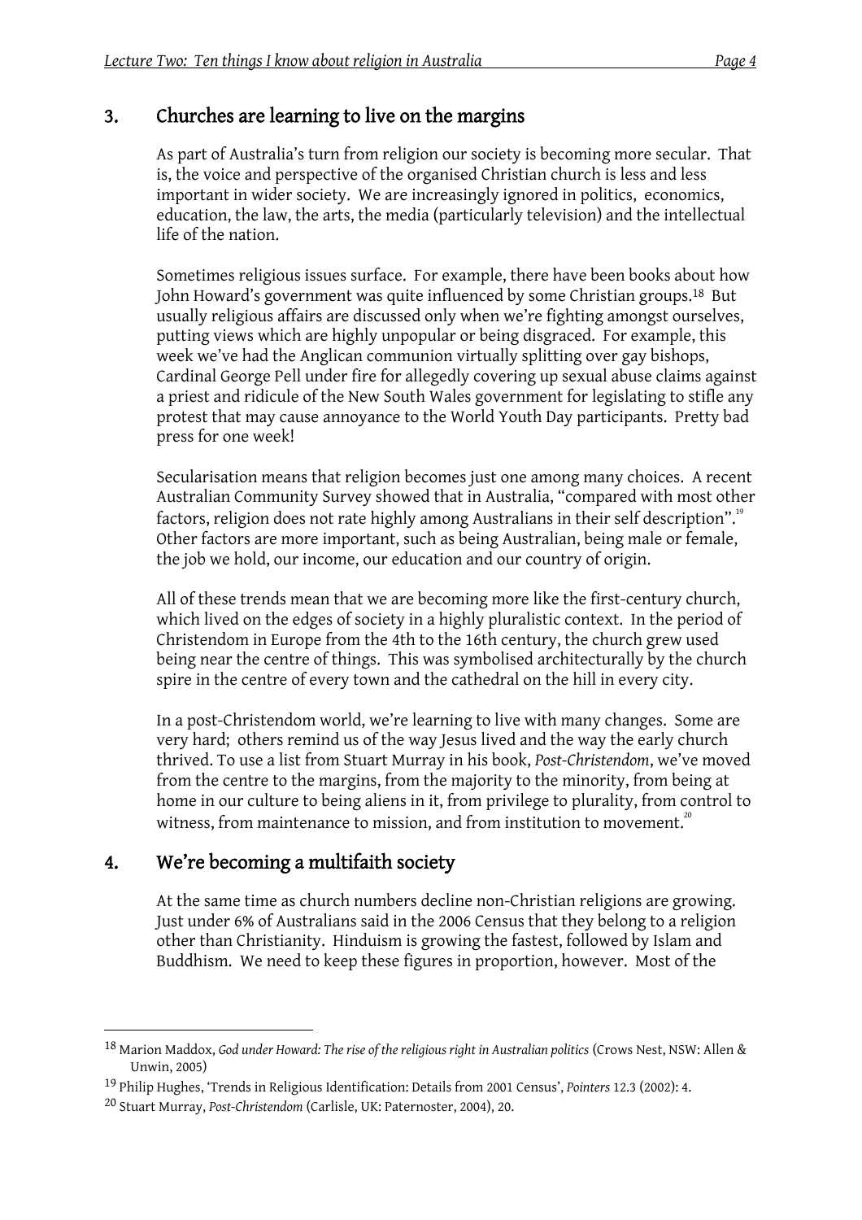## 3. Churches are learning to live on the margins

As part of Australia's turn from religion our society is becoming more secular. That is, the voice and perspective of the organised Christian church is less and less important in wider society. We are increasingly ignored in politics, economics, education, the law, the arts, the media (particularly television) and the intellectual life of the nation.

Sometimes religious issues surface. For example, there have been books about how John Howard's government was quite influenced by some Christian groups.[18] But usually religious affairs are discussed only when we're fighting amongst ourselves, putting views which are highly unpopular or being disgraced. For example, this week we've had the Anglican communion virtually splitting over gay bishops, Cardinal George Pell under fire for allegedly covering up sexual abuse claims against a priest and ridicule of the New South Wales government for legislating to stifle any protest that may cause annoyance to the World Youth Day participants. Pretty bad press for one week!

Secularisation means that religion becomes just one among many choices. A recent Australian Community Survey showed that in Australia, "compared with most other factors, religion does not rate highly among Australians in their self description".[19] Other factors are more important, such as being Australian, being male or female, the job we hold, our income, our education and our country of origin.

All of these trends mean that we are becoming more like the first-century church, which lived on the edges of society in a highly pluralistic context. In the period of Christendom in Europe from the 4th to the 16th century, the church grew used being near the centre of things. This was symbolised architecturally by the church spire in the centre of every town and the cathedral on the hill in every city.

In a post-Christendom world, we're learning to live with many changes. Some are very hard; others remind us of the way Jesus lived and the way the early church thrived. To use a list from Stuart Murray in his book, *Post-Christendom*, we've moved from the centre to the margins, from the majority to the minority, from being at home in our culture to being aliens in it, from privilege to plurality, from control to witness, from maintenance to mission, and from institution to movement.[20]

## 4. We're becoming a multifaith society

At the same time as church numbers decline non-Christian religions are growing. Just under 6% of Australians said in the 2006 Census that they belong to a religion other than Christianity. Hinduism is growing the fastest, followed by Islam and Buddhism. We need to keep these figures in proportion, however. Most of the

---

[18] Marion Maddox, *God under Howard: The rise of the religious right in Australian politics* (Crows Nest, NSW: Allen & Unwin, 2005)

[19] Philip Hughes, 'Trends in Religious Identification: Details from 2001 Census', *Pointers* 12.3 (2002): 4.

[20] Stuart Murray, *Post-Christendom* (Carlisle, UK: Paternoster, 2004), 20.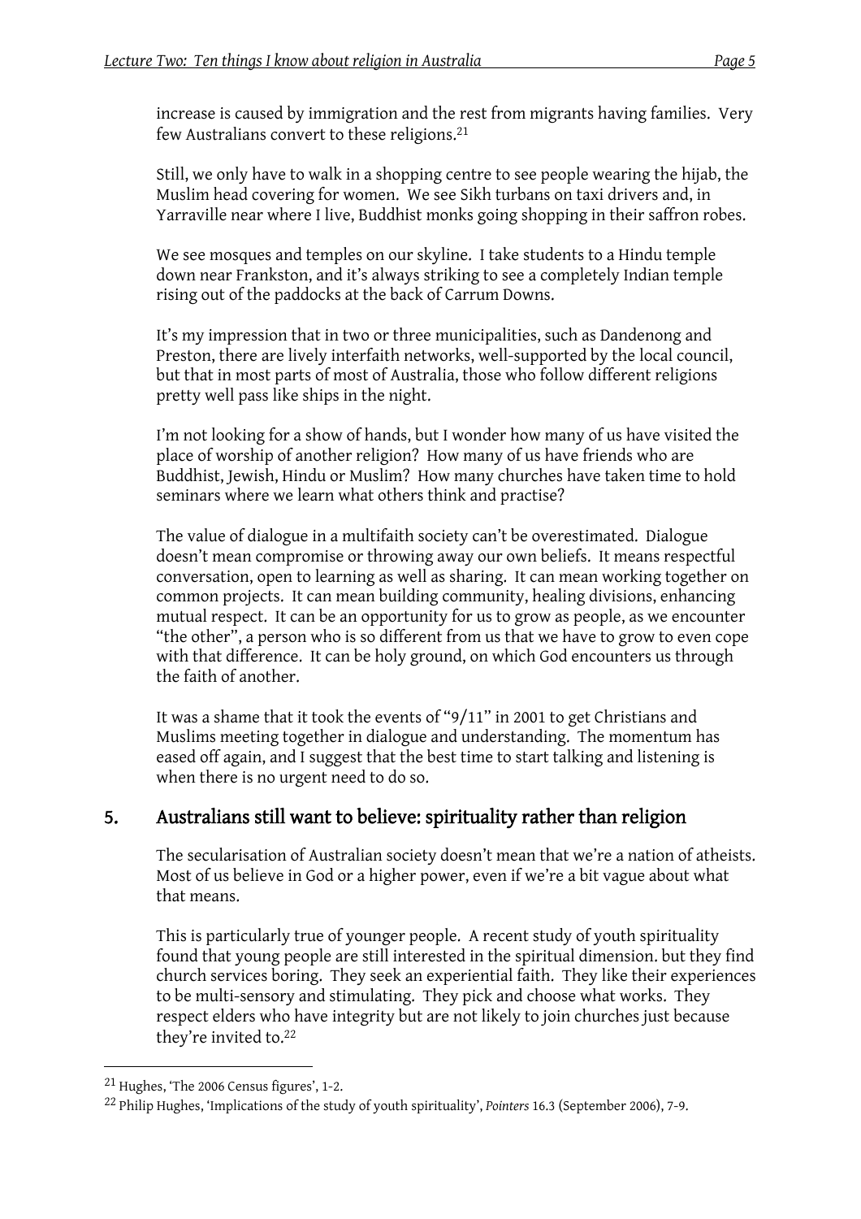increase is caused by immigration and the rest from migrants having families. Very few Australians convert to these religions.[21]

Still, we only have to walk in a shopping centre to see people wearing the hijab, the Muslim head covering for women. We see Sikh turbans on taxi drivers and, in Yarraville near where I live, Buddhist monks going shopping in their saffron robes.

We see mosques and temples on our skyline. I take students to a Hindu temple down near Frankston, and it's always striking to see a completely Indian temple rising out of the paddocks at the back of Carrum Downs.

It's my impression that in two or three municipalities, such as Dandenong and Preston, there are lively interfaith networks, well-supported by the local council, but that in most parts of most of Australia, those who follow different religions pretty well pass like ships in the night.

I'm not looking for a show of hands, but I wonder how many of us have visited the place of worship of another religion? How many of us have friends who are Buddhist, Jewish, Hindu or Muslim? How many churches have taken time to hold seminars where we learn what others think and practise?

The value of dialogue in a multifaith society can't be overestimated. Dialogue doesn't mean compromise or throwing away our own beliefs. It means respectful conversation, open to learning as well as sharing. It can mean working together on common projects. It can mean building community, healing divisions, enhancing mutual respect. It can be an opportunity for us to grow as people, as we encounter "the other", a person who is so different from us that we have to grow to even cope with that difference. It can be holy ground, on which God encounters us through the faith of another.

It was a shame that it took the events of "9/11" in 2001 to get Christians and Muslims meeting together in dialogue and understanding. The momentum has eased off again, and I suggest that the best time to start talking and listening is when there is no urgent need to do so.

## 5. Australians still want to believe: spirituality rather than religion

The secularisation of Australian society doesn't mean that we're a nation of atheists. Most of us believe in God or a higher power, even if we're a bit vague about what that means.

This is particularly true of younger people. A recent study of youth spirituality found that young people are still interested in the spiritual dimension. but they find church services boring. They seek an experiential faith. They like their experiences to be multi-sensory and stimulating. They pick and choose what works. They respect elders who have integrity but are not likely to join churches just because they're invited to.[22]

---

[21] Hughes, 'The 2006 Census figures', 1-2.

[22] Philip Hughes, 'Implications of the study of youth spirituality', *Pointers* 16.3 (September 2006), 7-9.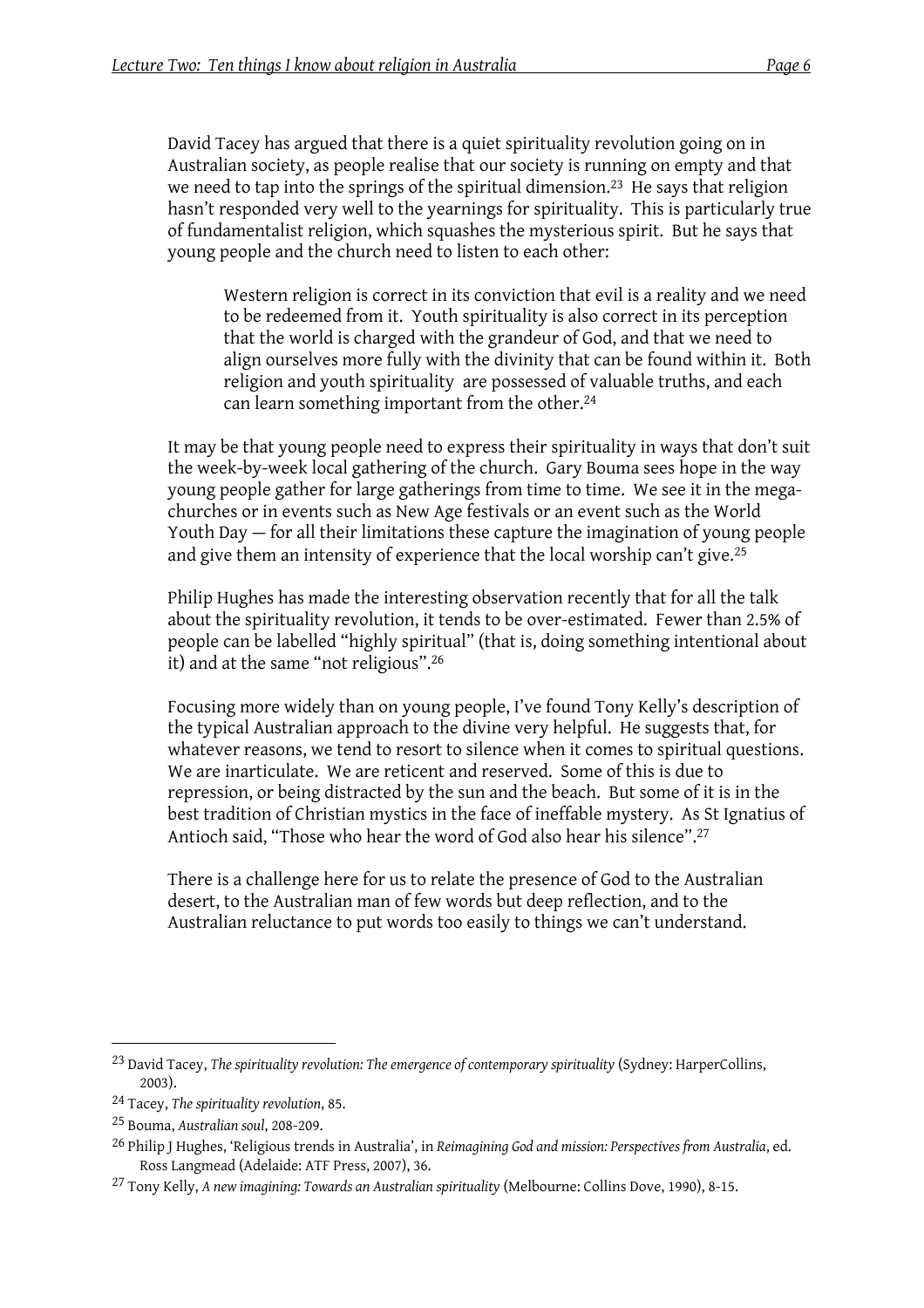David Tacey has argued that there is a quiet spirituality revolution going on in Australian society, as people realise that our society is running on empty and that we need to tap into the springs of the spiritual dimension.[23] He says that religion hasn't responded very well to the yearnings for spirituality. This is particularly true of fundamentalist religion, which squashes the mysterious spirit. But he says that young people and the church need to listen to each other:

> Western religion is correct in its conviction that evil is a reality and we need to be redeemed from it. Youth spirituality is also correct in its perception that the world is charged with the grandeur of God, and that we need to align ourselves more fully with the divinity that can be found within it. Both religion and youth spirituality are possessed of valuable truths, and each can learn something important from the other.[24]

It may be that young people need to express their spirituality in ways that don't suit the week-by-week local gathering of the church. Gary Bouma sees hope in the way young people gather for large gatherings from time to time. We see it in the mega-churches or in events such as New Age festivals or an event such as the World Youth Day — for all their limitations these capture the imagination of young people and give them an intensity of experience that the local worship can't give.[25]

Philip Hughes has made the interesting observation recently that for all the talk about the spirituality revolution, it tends to be over-estimated. Fewer than 2.5% of people can be labelled "highly spiritual" (that is, doing something intentional about it) and at the same "not religious".[26]

Focusing more widely than on young people, I've found Tony Kelly's description of the typical Australian approach to the divine very helpful. He suggests that, for whatever reasons, we tend to resort to silence when it comes to spiritual questions. We are inarticulate. We are reticent and reserved. Some of this is due to repression, or being distracted by the sun and the beach. But some of it is in the best tradition of Christian mystics in the face of ineffable mystery. As St Ignatius of Antioch said, "Those who hear the word of God also hear his silence".[27]

There is a challenge here for us to relate the presence of God to the Australian desert, to the Australian man of few words but deep reflection, and to the Australian reluctance to put words too easily to things we can't understand.

---

[23] David Tacey, *The spirituality revolution: The emergence of contemporary spirituality* (Sydney: HarperCollins, 2003).

[24] Tacey, *The spirituality revolution*, 85.

[25] Bouma, *Australian soul*, 208-209.

[26] Philip J Hughes, 'Religious trends in Australia', in *Reimagining God and mission: Perspectives from Australia*, ed. Ross Langmead (Adelaide: ATF Press, 2007), 36.

[27] Tony Kelly, *A new imagining: Towards an Australian spirituality* (Melbourne: Collins Dove, 1990), 8-15.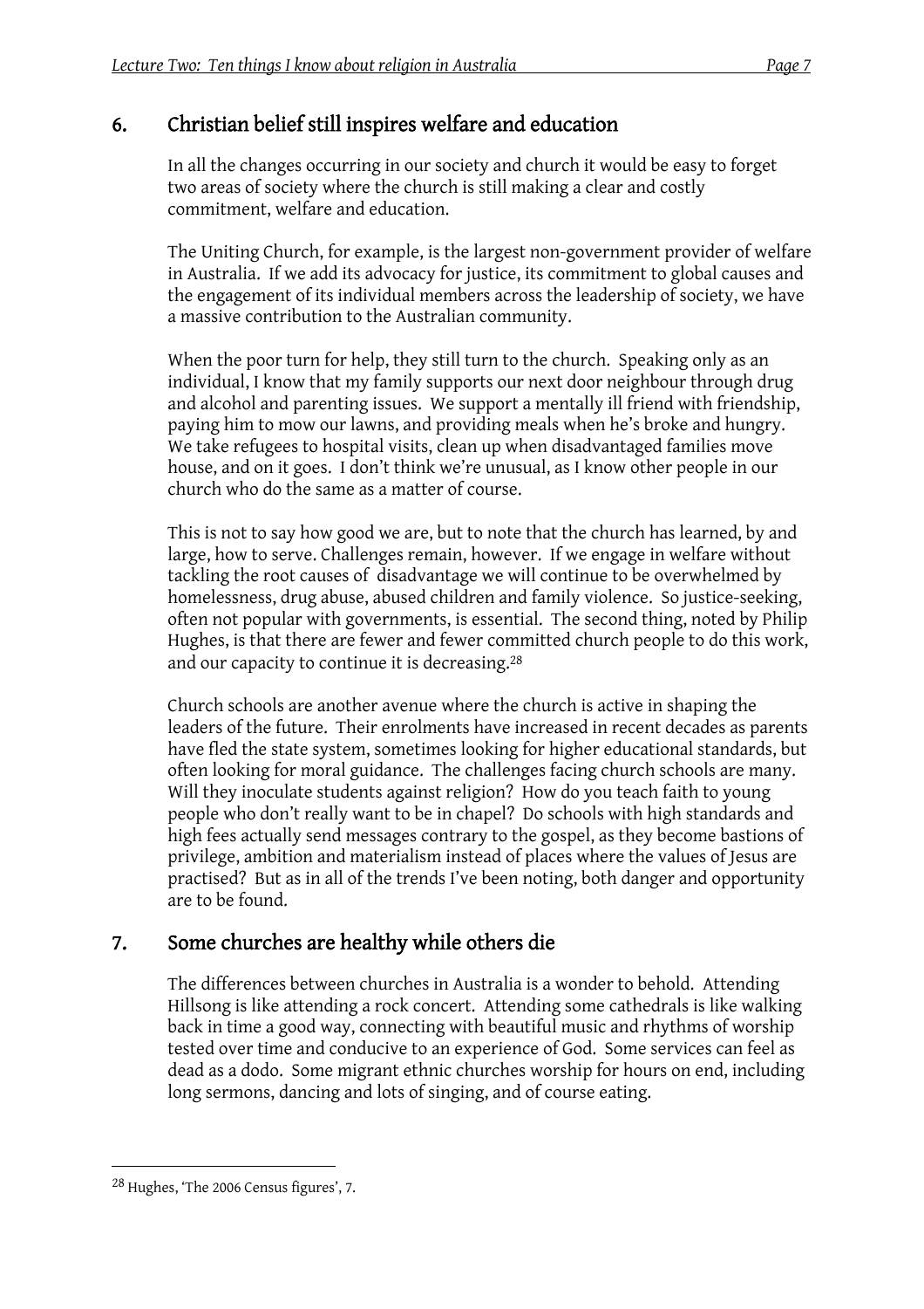## 6. Christian belief still inspires welfare and education

In all the changes occurring in our society and church it would be easy to forget two areas of society where the church is still making a clear and costly commitment, welfare and education.

The Uniting Church, for example, is the largest non-government provider of welfare in Australia. If we add its advocacy for justice, its commitment to global causes and the engagement of its individual members across the leadership of society, we have a massive contribution to the Australian community.

When the poor turn for help, they still turn to the church. Speaking only as an individual, I know that my family supports our next door neighbour through drug and alcohol and parenting issues. We support a mentally ill friend with friendship, paying him to mow our lawns, and providing meals when he's broke and hungry. We take refugees to hospital visits, clean up when disadvantaged families move house, and on it goes. I don't think we're unusual, as I know other people in our church who do the same as a matter of course.

This is not to say how good we are, but to note that the church has learned, by and large, how to serve. Challenges remain, however. If we engage in welfare without tackling the root causes of disadvantage we will continue to be overwhelmed by homelessness, drug abuse, abused children and family violence. So justice-seeking, often not popular with governments, is essential. The second thing, noted by Philip Hughes, is that there are fewer and fewer committed church people to do this work, and our capacity to continue it is decreasing.[28]

Church schools are another avenue where the church is active in shaping the leaders of the future. Their enrolments have increased in recent decades as parents have fled the state system, sometimes looking for higher educational standards, but often looking for moral guidance. The challenges facing church schools are many. Will they inoculate students against religion? How do you teach faith to young people who don't really want to be in chapel? Do schools with high standards and high fees actually send messages contrary to the gospel, as they become bastions of privilege, ambition and materialism instead of places where the values of Jesus are practised? But as in all of the trends I've been noting, both danger and opportunity are to be found.

## 7. Some churches are healthy while others die

The differences between churches in Australia is a wonder to behold. Attending Hillsong is like attending a rock concert. Attending some cathedrals is like walking back in time a good way, connecting with beautiful music and rhythms of worship tested over time and conducive to an experience of God. Some services can feel as dead as a dodo. Some migrant ethnic churches worship for hours on end, including long sermons, dancing and lots of singing, and of course eating.

---

[28] Hughes, 'The 2006 Census figures', 7.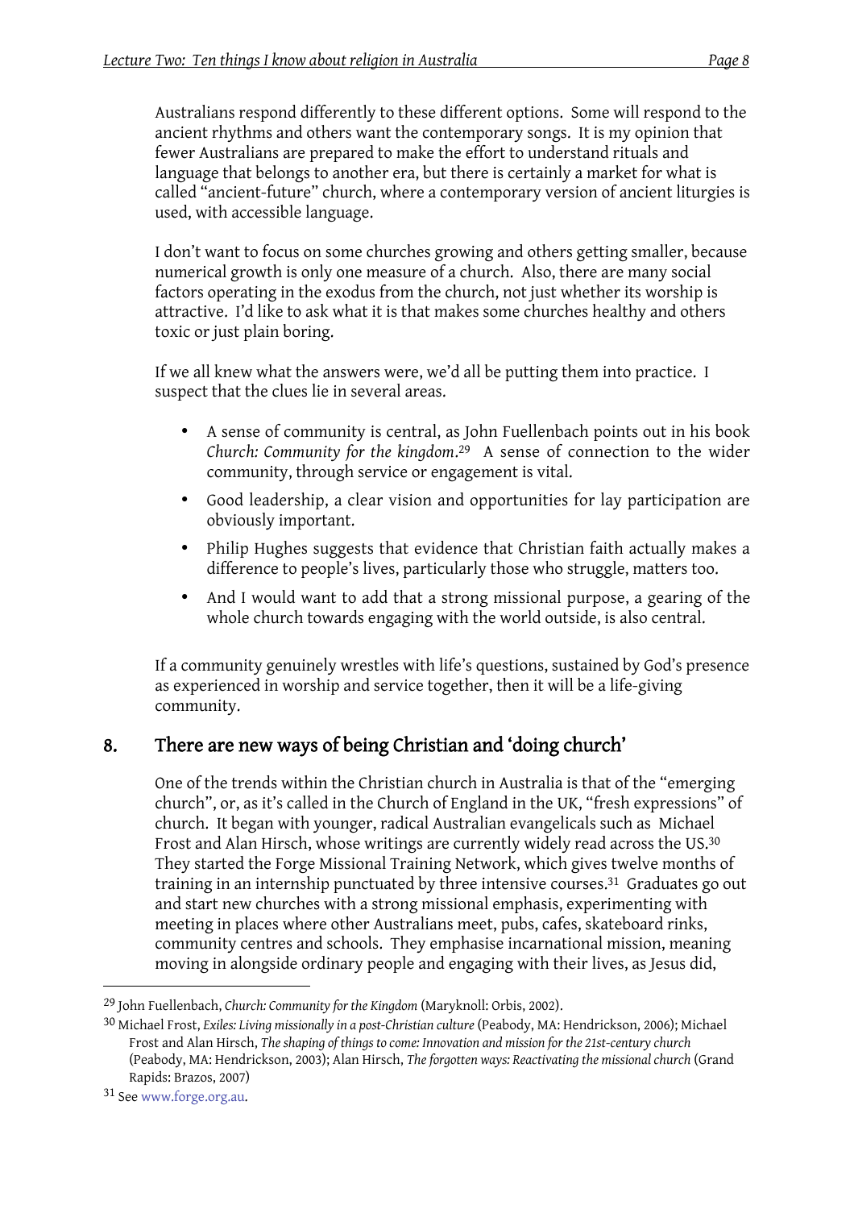Australians respond differently to these different options. Some will respond to the ancient rhythms and others want the contemporary songs. It is my opinion that fewer Australians are prepared to make the effort to understand rituals and language that belongs to another era, but there is certainly a market for what is called "ancient-future" church, where a contemporary version of ancient liturgies is used, with accessible language.

I don't want to focus on some churches growing and others getting smaller, because numerical growth is only one measure of a church. Also, there are many social factors operating in the exodus from the church, not just whether its worship is attractive. I'd like to ask what it is that makes some churches healthy and others toxic or just plain boring.

If we all knew what the answers were, we'd all be putting them into practice. I suspect that the clues lie in several areas.

- A sense of community is central, as John Fuellenbach points out in his book *Church: Community for the kingdom*.[29] A sense of connection to the wider community, through service or engagement is vital.
- Good leadership, a clear vision and opportunities for lay participation are obviously important.
- Philip Hughes suggests that evidence that Christian faith actually makes a difference to people's lives, particularly those who struggle, matters too.
- And I would want to add that a strong missional purpose, a gearing of the whole church towards engaging with the world outside, is also central.

If a community genuinely wrestles with life's questions, sustained by God's presence as experienced in worship and service together, then it will be a life-giving community.

## 8. There are new ways of being Christian and 'doing church'

One of the trends within the Christian church in Australia is that of the "emerging church", or, as it's called in the Church of England in the UK, "fresh expressions" of church. It began with younger, radical Australian evangelicals such as Michael Frost and Alan Hirsch, whose writings are currently widely read across the US.[30] They started the Forge Missional Training Network, which gives twelve months of training in an internship punctuated by three intensive courses.[31] Graduates go out and start new churches with a strong missional emphasis, experimenting with meeting in places where other Australians meet, pubs, cafes, skateboard rinks, community centres and schools. They emphasise incarnational mission, meaning moving in alongside ordinary people and engaging with their lives, as Jesus did,

---

[29] John Fuellenbach, *Church: Community for the Kingdom* (Maryknoll: Orbis, 2002).

[30] Michael Frost, *Exiles: Living missionally in a post-Christian culture* (Peabody, MA: Hendrickson, 2006); Michael Frost and Alan Hirsch, *The shaping of things to come: Innovation and mission for the 21st-century church* (Peabody, MA: Hendrickson, 2003); Alan Hirsch, *The forgotten ways: Reactivating the missional church* (Grand Rapids: Brazos, 2007)

[31] See www.forge.org.au.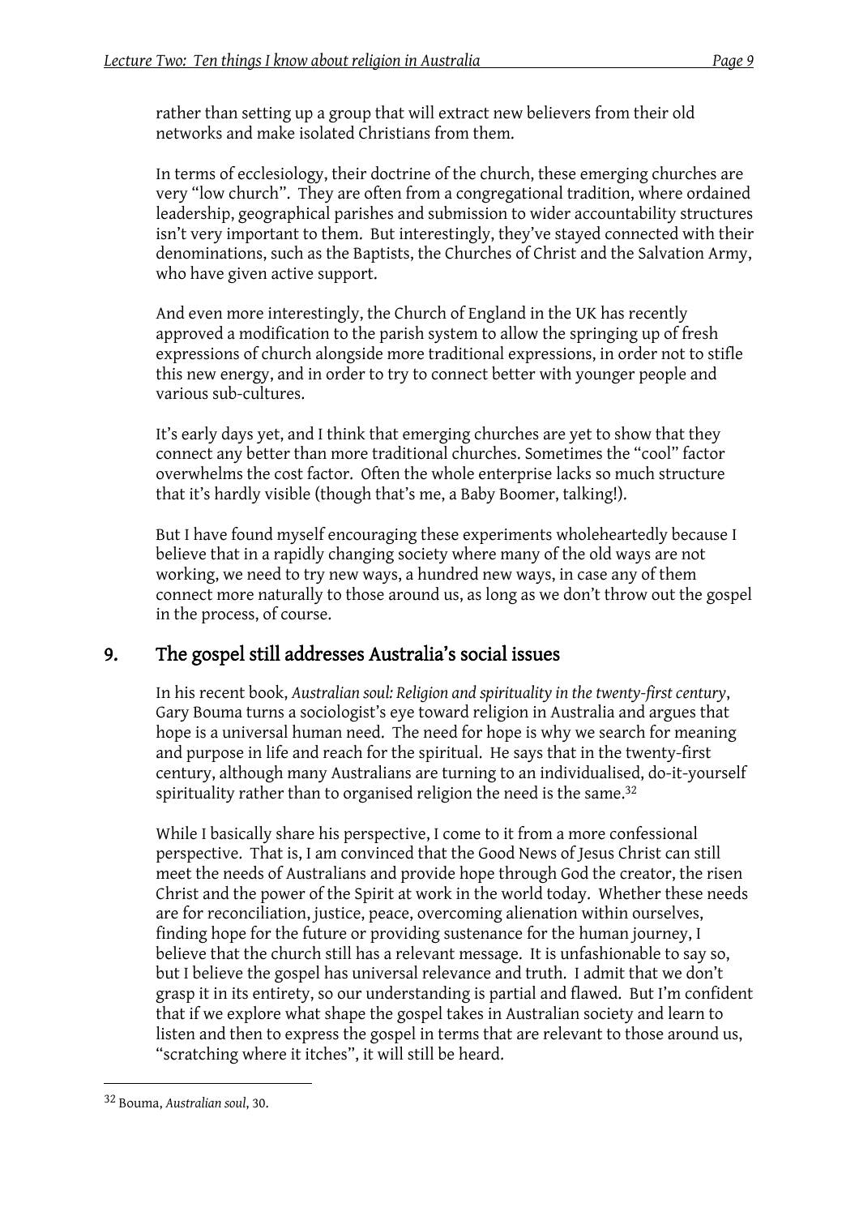rather than setting up a group that will extract new believers from their old networks and make isolated Christians from them.

In terms of ecclesiology, their doctrine of the church, these emerging churches are very "low church". They are often from a congregational tradition, where ordained leadership, geographical parishes and submission to wider accountability structures isn't very important to them. But interestingly, they've stayed connected with their denominations, such as the Baptists, the Churches of Christ and the Salvation Army, who have given active support.

And even more interestingly, the Church of England in the UK has recently approved a modification to the parish system to allow the springing up of fresh expressions of church alongside more traditional expressions, in order not to stifle this new energy, and in order to try to connect better with younger people and various sub-cultures.

It's early days yet, and I think that emerging churches are yet to show that they connect any better than more traditional churches. Sometimes the "cool" factor overwhelms the cost factor. Often the whole enterprise lacks so much structure that it's hardly visible (though that's me, a Baby Boomer, talking!).

But I have found myself encouraging these experiments wholeheartedly because I believe that in a rapidly changing society where many of the old ways are not working, we need to try new ways, a hundred new ways, in case any of them connect more naturally to those around us, as long as we don't throw out the gospel in the process, of course.

## 9. The gospel still addresses Australia's social issues

In his recent book, *Australian soul: Religion and spirituality in the twenty-first century*, Gary Bouma turns a sociologist's eye toward religion in Australia and argues that hope is a universal human need. The need for hope is why we search for meaning and purpose in life and reach for the spiritual. He says that in the twenty-first century, although many Australians are turning to an individualised, do-it-yourself spirituality rather than to organised religion the need is the same.[32]

While I basically share his perspective, I come to it from a more confessional perspective. That is, I am convinced that the Good News of Jesus Christ can still meet the needs of Australians and provide hope through God the creator, the risen Christ and the power of the Spirit at work in the world today. Whether these needs are for reconciliation, justice, peace, overcoming alienation within ourselves, finding hope for the future or providing sustenance for the human journey, I believe that the church still has a relevant message. It is unfashionable to say so, but I believe the gospel has universal relevance and truth. I admit that we don't grasp it in its entirety, so our understanding is partial and flawed. But I'm confident that if we explore what shape the gospel takes in Australian society and learn to listen and then to express the gospel in terms that are relevant to those around us, "scratching where it itches", it will still be heard.

[32] Bouma, *Australian soul*, 30.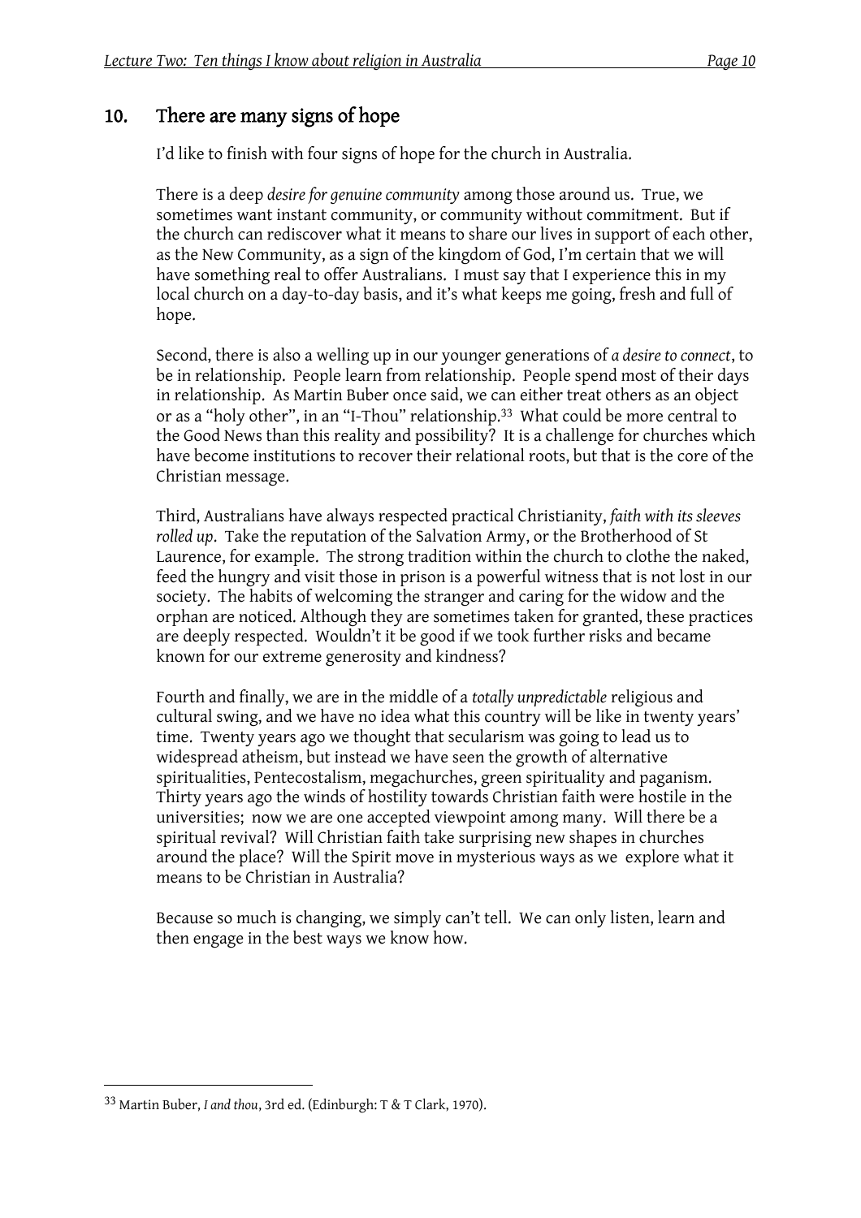## 10. There are many signs of hope

I'd like to finish with four signs of hope for the church in Australia.

There is a deep *desire for genuine community* among those around us. True, we sometimes want instant community, or community without commitment. But if the church can rediscover what it means to share our lives in support of each other, as the New Community, as a sign of the kingdom of God, I'm certain that we will have something real to offer Australians. I must say that I experience this in my local church on a day-to-day basis, and it's what keeps me going, fresh and full of hope.

Second, there is also a welling up in our younger generations of *a desire to connect*, to be in relationship. People learn from relationship. People spend most of their days in relationship. As Martin Buber once said, we can either treat others as an object or as a "holy other", in an "I-Thou" relationship.[33] What could be more central to the Good News than this reality and possibility? It is a challenge for churches which have become institutions to recover their relational roots, but that is the core of the Christian message.

Third, Australians have always respected practical Christianity, *faith with its sleeves rolled up*. Take the reputation of the Salvation Army, or the Brotherhood of St Laurence, for example. The strong tradition within the church to clothe the naked, feed the hungry and visit those in prison is a powerful witness that is not lost in our society. The habits of welcoming the stranger and caring for the widow and the orphan are noticed. Although they are sometimes taken for granted, these practices are deeply respected. Wouldn't it be good if we took further risks and became known for our extreme generosity and kindness?

Fourth and finally, we are in the middle of a *totally unpredictable* religious and cultural swing, and we have no idea what this country will be like in twenty years' time. Twenty years ago we thought that secularism was going to lead us to widespread atheism, but instead we have seen the growth of alternative spiritualities, Pentecostalism, megachurches, green spirituality and paganism. Thirty years ago the winds of hostility towards Christian faith were hostile in the universities; now we are one accepted viewpoint among many. Will there be a spiritual revival? Will Christian faith take surprising new shapes in churches around the place? Will the Spirit move in mysterious ways as we explore what it means to be Christian in Australia?

Because so much is changing, we simply can't tell. We can only listen, learn and then engage in the best ways we know how.

---

[33] Martin Buber, *I and thou*, 3rd ed. (Edinburgh: T & T Clark, 1970).